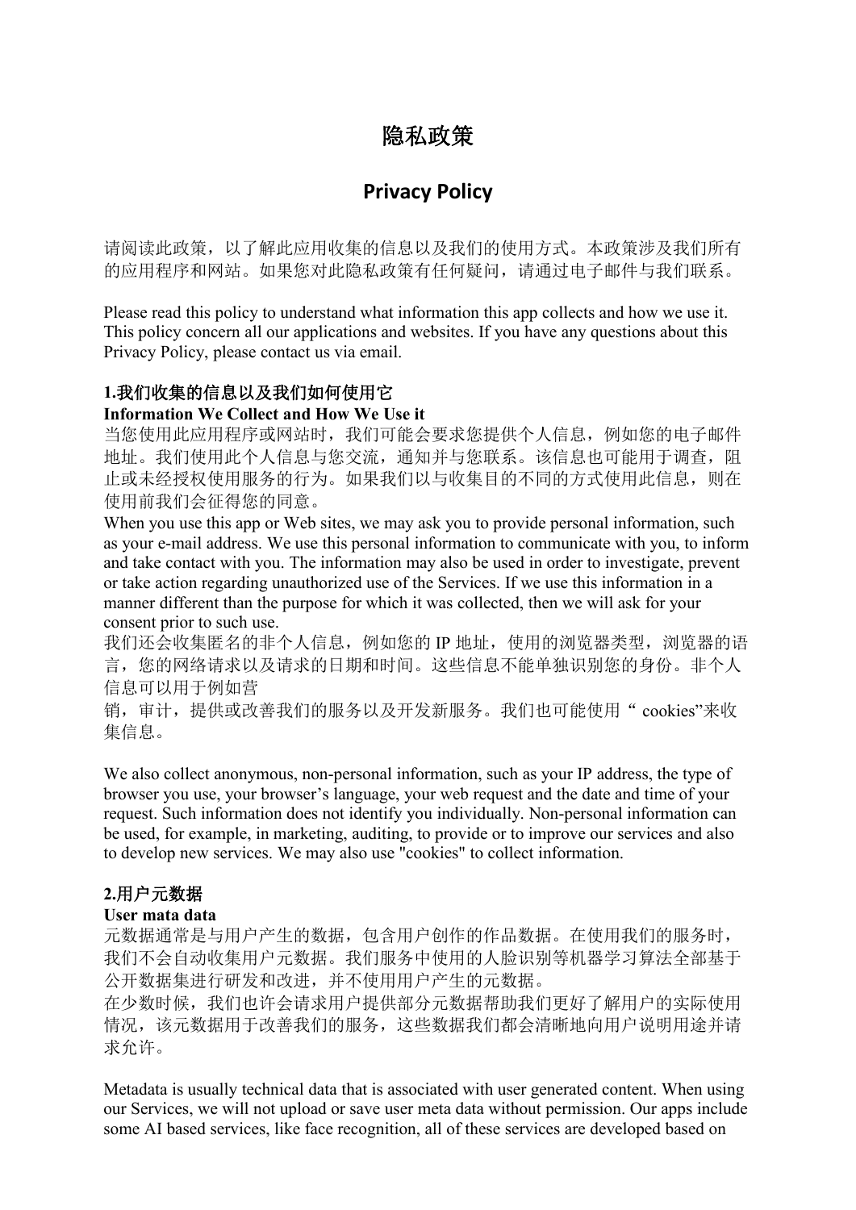# 隐私政策

# Privacy Policy

请阅读此政策，以了解此应用收集的信息以及我们的使用方式。本政策涉及我们所有的应用程序和网站。如果您对此隐私政策有任何疑问，请通过电子邮件与我们联系。

Please read this policy to understand what information this app collects and how we use it. This policy concern all our applications and websites. If you have any questions about this Privacy Policy, please contact us via email.

## 1.我们收集的信息以及我们如何使用它

**Information We Collect and How We Use it**

当您使用此应用程序或网站时，我们可能会要求您提供个人信息，例如您的电子邮件地址。我们使用此个人信息与您交流，通知并与您联系。该信息也可能用于调查，阻止或未经授权使用服务的行为。如果我们以与收集目的不同的方式使用此信息，则在使用前我们会征得您的同意。

When you use this app or Web sites, we may ask you to provide personal information, such as your e-mail address. We use this personal information to communicate with you, to inform and take contact with you. The information may also be used in order to investigate, prevent or take action regarding unauthorized use of the Services. If we use this information in a manner different than the purpose for which it was collected, then we will ask for your consent prior to such use.

我们还会收集匿名的非个人信息，例如您的 IP 地址，使用的浏览器类型，浏览器的语言，您的网络请求以及请求的日期和时间。这些信息不能单独识别您的身份。非个人信息可以用于例如营销，审计，提供或改善我们的服务以及开发新服务。我们也可能使用“ cookies”来收集信息。

We also collect anonymous, non-personal information, such as your IP address, the type of browser you use, your browser's language, your web request and the date and time of your request. Such information does not identify you individually. Non-personal information can be used, for example, in marketing, auditing, to provide or to improve our services and also to develop new services. We may also use "cookies" to collect information.

## 2.用户元数据

**User mata data**

元数据通常是与用户产生的数据，包含用户创作的作品数据。在使用我们的服务时，我们不会自动收集用户元数据。我们服务中使用的人脸识别等机器学习算法全部基于公开数据集进行研发和改进，并不使用用户产生的元数据。

在少数时候，我们也许会请求用户提供部分元数据帮助我们更好了解用户的实际使用情况，该元数据用于改善我们的服务，这些数据我们都会清晰地向用户说明用途并请求允许。

Metadata is usually technical data that is associated with user generated content. When using our Services, we will not upload or save user meta data without permission. Our apps include some AI based services, like face recognition, all of these services are developed based on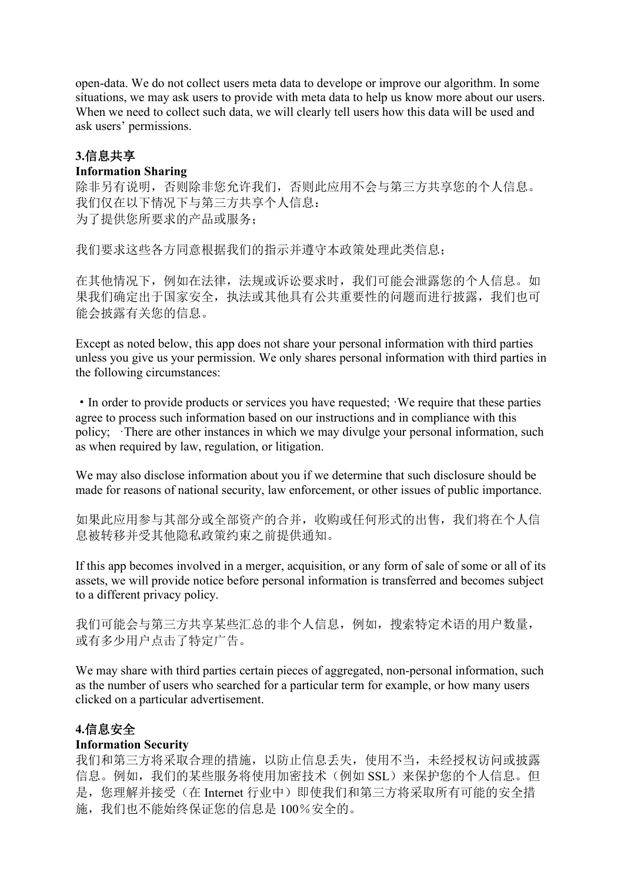open-data. We do not collect users meta data to develope or improve our algorithm. In some situations, we may ask users to provide with meta data to help us know more about our users. When we need to collect such data, we will clearly tell users how this data will be used and ask users' permissions.

### 3.信息共享

**Information Sharing**

除非另有说明，否则除非您允许我们，否则此应用不会与第三方共享您的个人信息。我们仅在以下情况下与第三方共享个人信息：
为了提供您所要求的产品或服务；

我们要求这些各方同意根据我们的指示并遵守本政策处理此类信息；

在其他情况下，例如在法律，法规或诉讼要求时，我们可能会泄露您的个人信息。如果我们确定出于国家安全，执法或其他具有公共重要性的问题而进行披露，我们也可能会披露有关您的信息。

Except as noted below, this app does not share your personal information with third parties unless you give us your permission. We only shares personal information with third parties in the following circumstances:

・In order to provide products or services you have requested; ·We require that these parties agree to process such information based on our instructions and in compliance with this policy;  ·There are other instances in which we may divulge your personal information, such as when required by law, regulation, or litigation.

We may also disclose information about you if we determine that such disclosure should be made for reasons of national security, law enforcement, or other issues of public importance.

如果此应用参与其部分或全部资产的合并，收购或任何形式的出售，我们将在个人信息被转移并受其他隐私政策约束之前提供通知。

If this app becomes involved in a merger, acquisition, or any form of sale of some or all of its assets, we will provide notice before personal information is transferred and becomes subject to a different privacy policy.

我们可能会与第三方共享某些汇总的非个人信息，例如，搜索特定术语的用户数量，或有多少用户点击了特定广告。

We may share with third parties certain pieces of aggregated, non-personal information, such as the number of users who searched for a particular term for example, or how many users clicked on a particular advertisement.

### 4.信息安全

**Information Security**

我们和第三方将采取合理的措施，以防止信息丢失，使用不当，未经授权访问或披露信息。例如，我们的某些服务将使用加密技术（例如 SSL）来保护您的个人信息。但是，您理解并接受（在 Internet 行业中）即使我们和第三方将采取所有可能的安全措施，我们也不能始终保证您的信息是 100％安全的。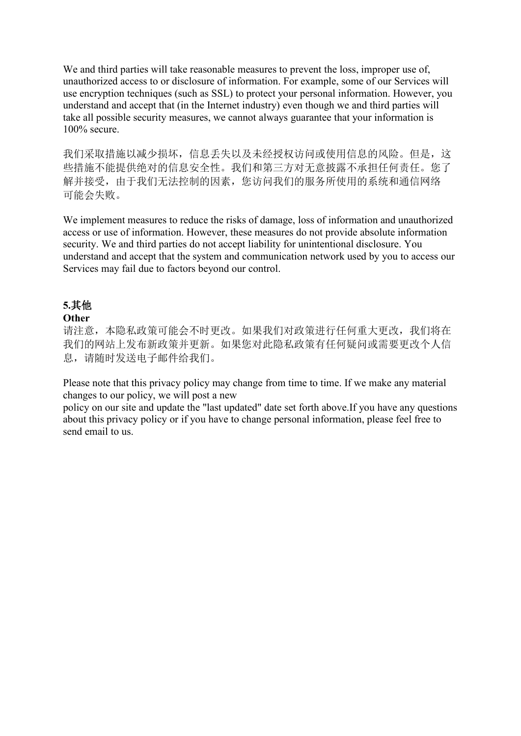We and third parties will take reasonable measures to prevent the loss, improper use of, unauthorized access to or disclosure of information. For example, some of our Services will use encryption techniques (such as SSL) to protect your personal information. However, you understand and accept that (in the Internet industry) even though we and third parties will take all possible security measures, we cannot always guarantee that your information is 100% secure.

我们采取措施以减少损坏，信息丢失以及未经授权访问或使用信息的风险。但是，这些措施不能提供绝对的信息安全性。我们和第三方对无意披露不承担任何责任。您了解并接受，由于我们无法控制的因素，您访问我们的服务所使用的系统和通信网络可能会失败。

We implement measures to reduce the risks of damage, loss of information and unauthorized access or use of information. However, these measures do not provide absolute information security. We and third parties do not accept liability for unintentional disclosure. You understand and accept that the system and communication network used by you to access our Services may fail due to factors beyond our control.

## 5.其他

**Other**

请注意，本隐私政策可能会不时更改。如果我们对政策进行任何重大更改，我们将在我们的网站上发布新政策并更新。如果您对此隐私政策有任何疑问或需要更改个人信息，请随时发送电子邮件给我们。

Please note that this privacy policy may change from time to time. If we make any material changes to our policy, we will post a new policy on our site and update the "last updated" date set forth above.If you have any questions about this privacy policy or if you have to change personal information, please feel free to send email to us.